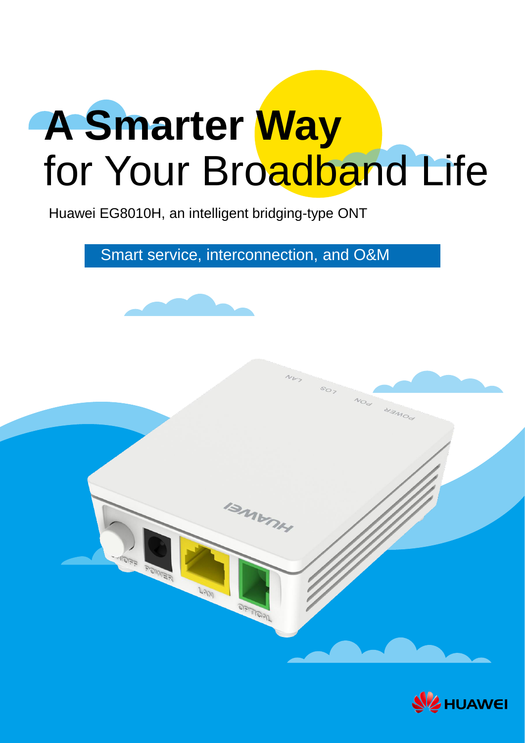# A Smarter Way for Your Broadband Life

Huawei EG8010H, an intelligent bridging-type ONT

Smart service, interconnection, and O&M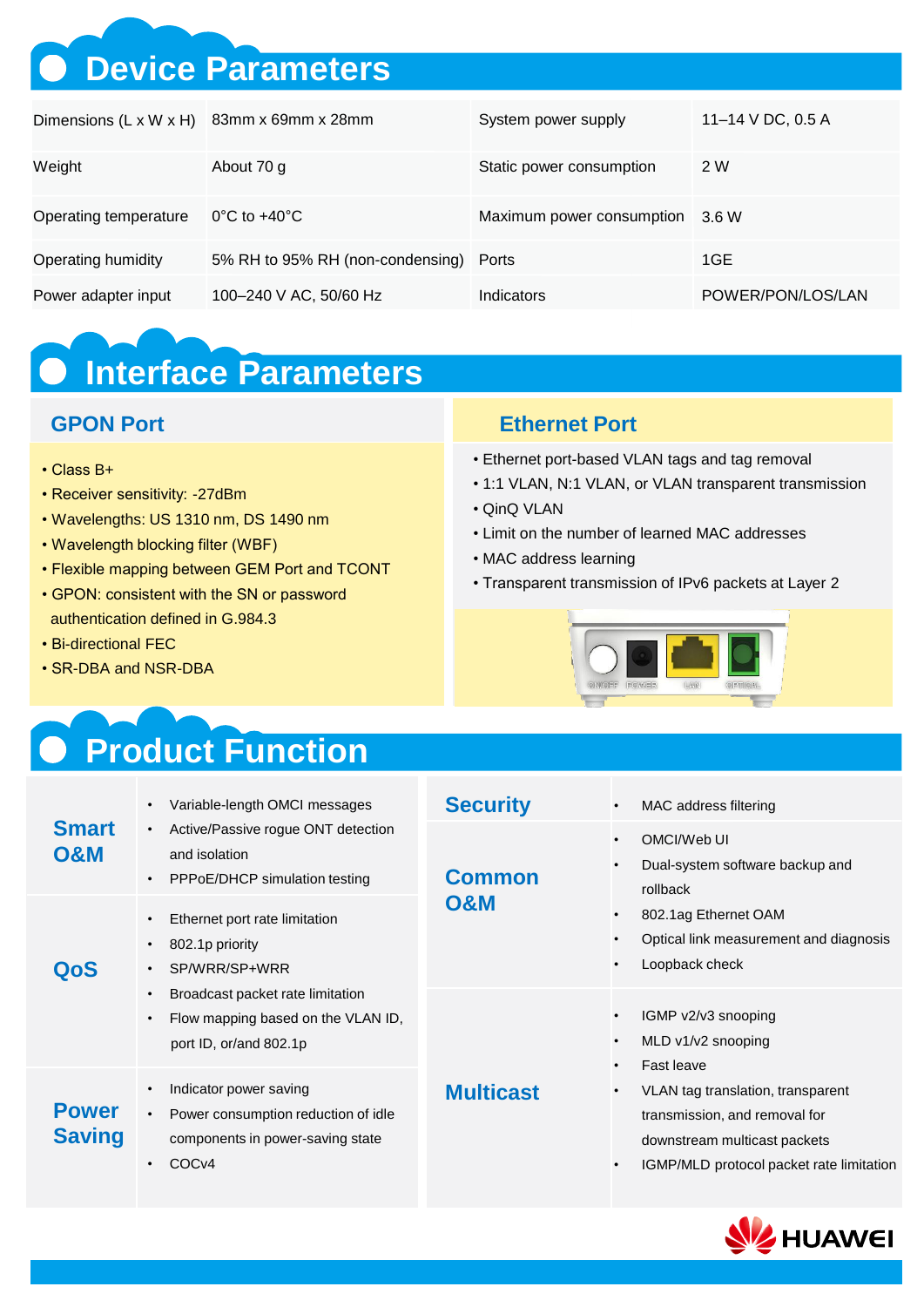# Device Parameters

| | | | |
|---|---|---|---|
| Dimensions (L x W x H) | 83mm x 69mm x 28mm | System power supply | 11–14 V DC, 0.5 A |
| Weight | About 70 g | Static power consumption | 2 W |
| Operating temperature | 0°C to +40°C | Maximum power consumption | 3.6 W |
| Operating humidity | 5% RH to 95% RH (non-condensing) | Ports | 1GE |
| Power adapter input | 100–240 V AC, 50/60 Hz | Indicators | POWER/PON/LOS/LAN |

# Interface Parameters

## GPON Port

- Class B+
- Receiver sensitivity: -27dBm
- Wavelengths: US 1310 nm, DS 1490 nm
- Wavelength blocking filter (WBF)
- Flexible mapping between GEM Port and TCONT
- GPON: consistent with the SN or password authentication defined in G.984.3
- Bi-directional FEC
- SR-DBA and NSR-DBA

## Ethernet Port

- Ethernet port-based VLAN tags and tag removal
- 1:1 VLAN, N:1 VLAN, or VLAN transparent transmission
- QinQ VLAN
- Limit on the number of learned MAC addresses
- MAC address learning
- Transparent transmission of IPv6 packets at Layer 2

ON/OFF POWER LAN OPTICAL

# Product Function

## Smart O&M

- Variable-length OMCI messages
- Active/Passive rogue ONT detection and isolation
- PPPoE/DHCP simulation testing

## QoS

- Ethernet port rate limitation
- 802.1p priority
- SP/WRR/SP+WRR
- Broadcast packet rate limitation
- Flow mapping based on the VLAN ID, port ID, or/and 802.1p

## Power Saving

- Indicator power saving
- Power consumption reduction of idle components in power-saving state
- COCv4

## Security

- MAC address filtering

## Common O&M

- OMCI/Web UI
- Dual-system software backup and rollback
- 802.1ag Ethernet OAM
- Optical link measurement and diagnosis
- Loopback check

## Multicast

- IGMP v2/v3 snooping
- MLD v1/v2 snooping
- Fast leave
- VLAN tag translation, transparent transmission, and removal for downstream multicast packets
- IGMP/MLD protocol packet rate limitation

HUAWEI